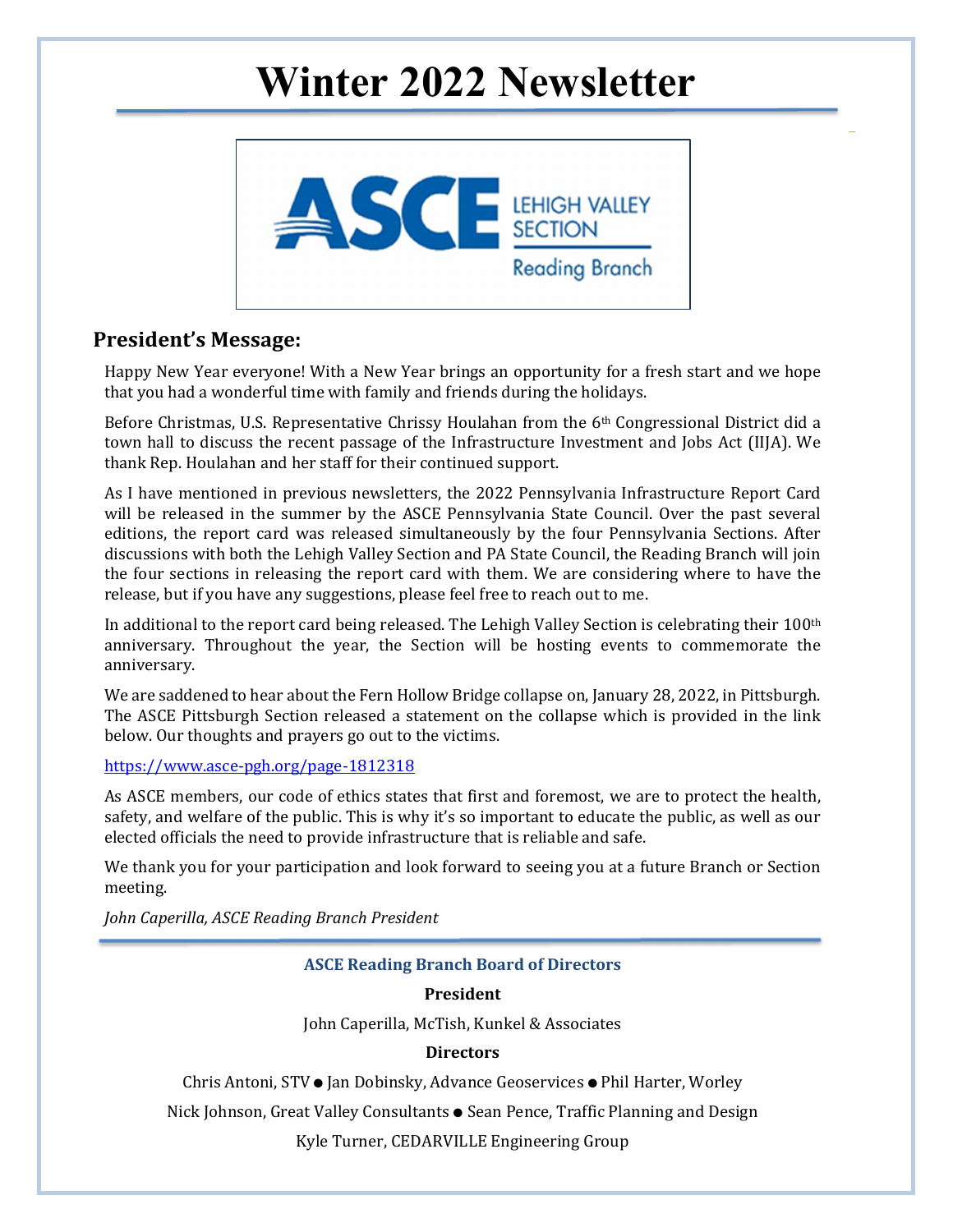# Winter 2022 Newsletter

## President's Message:

Happy New Year everyone! With a New Year brings an opportunity for a fresh start and we hope that you had a wonderful time with family and friends during the holidays.

Before Christmas, U.S. Representative Chrissy Houlahan from the 6th Congressional District did a town hall to discuss the recent passage of the Infrastructure Investment and Jobs Act (IIJA). We thank Rep. Houlahan and her staff for their continued support.

As I have mentioned in previous newsletters, the 2022 Pennsylvania Infrastructure Report Card will be released in the summer by the ASCE Pennsylvania State Council. Over the past several editions, the report card was released simultaneously by the four Pennsylvania Sections. After discussions with both the Lehigh Valley Section and PA State Council, the Reading Branch will join the four sections in releasing the report card with them. We are considering where to have the release, but if you have any suggestions, please feel free to reach out to me.

In additional to the report card being released. The Lehigh Valley Section is celebrating their 100th anniversary. Throughout the year, the Section will be hosting events to commemorate the anniversary.

We are saddened to hear about the Fern Hollow Bridge collapse on, January 28, 2022, in Pittsburgh. The ASCE Pittsburgh Section released a statement on the collapse which is provided in the link below. Our thoughts and prayers go out to the victims.

https://www.asce-pgh.org/page-1812318

As ASCE members, our code of ethics states that first and foremost, we are to protect the health, safety, and welfare of the public. This is why it's so important to educate the public, as well as our elected officials the need to provide infrastructure that is reliable and safe.

We thank you for your participation and look forward to seeing you at a future Branch or Section meeting.

*John Caperilla, ASCE Reading Branch President*

---

**ASCE Reading Branch Board of Directors**

**President**

John Caperilla, McTish, Kunkel & Associates

**Directors**

Chris Antoni, STV ● Jan Dobinsky, Advance Geoservices ● Phil Harter, Worley

Nick Johnson, Great Valley Consultants ● Sean Pence, Traffic Planning and Design

Kyle Turner, CEDARVILLE Engineering Group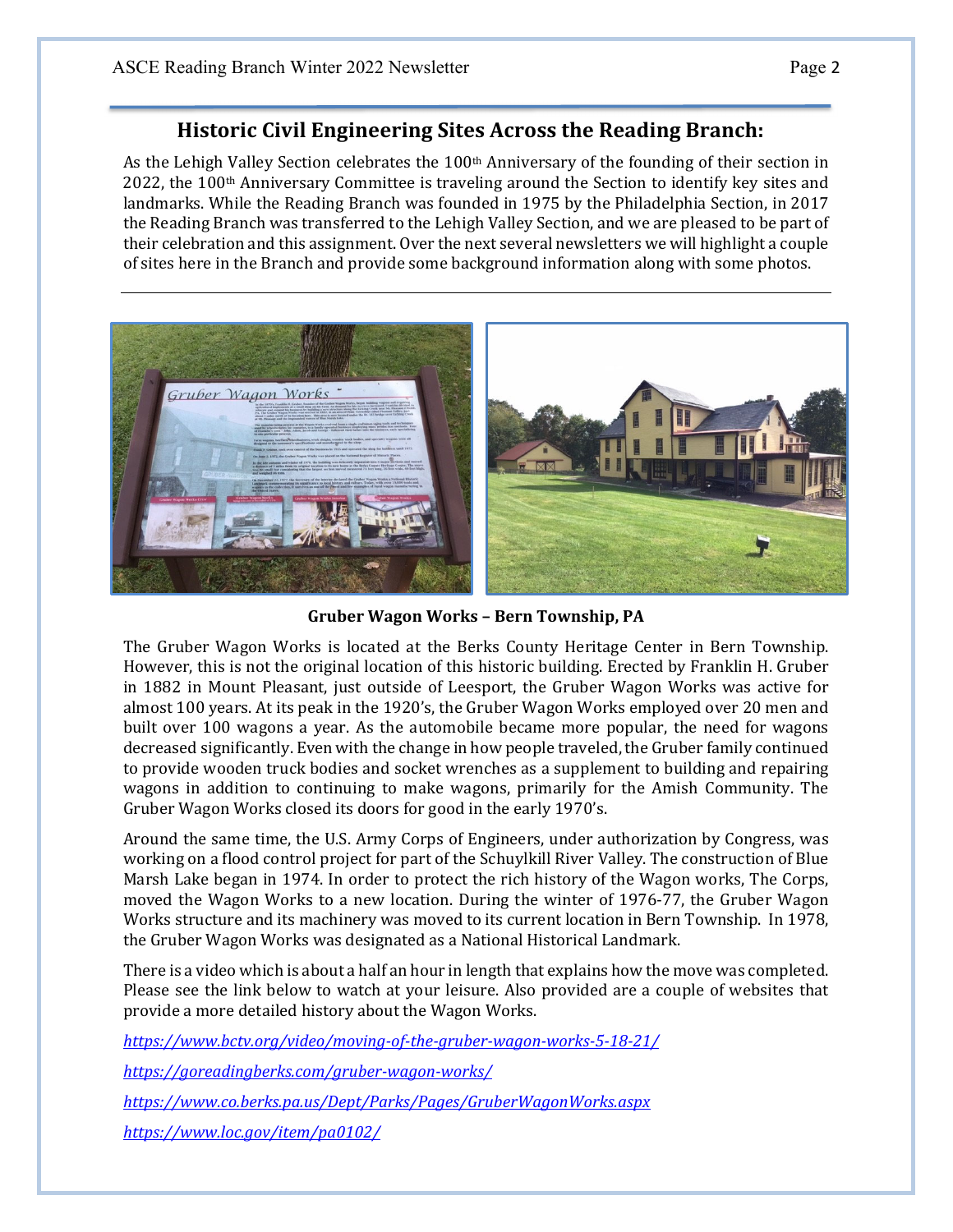## Historic Civil Engineering Sites Across the Reading Branch:

As the Lehigh Valley Section celebrates the 100th Anniversary of the founding of their section in 2022, the 100th Anniversary Committee is traveling around the Section to identify key sites and landmarks. While the Reading Branch was founded in 1975 by the Philadelphia Section, in 2017 the Reading Branch was transferred to the Lehigh Valley Section, and we are pleased to be part of their celebration and this assignment. Over the next several newsletters we will highlight a couple of sites here in the Branch and provide some background information along with some photos.

---

**Gruber Wagon Works – Bern Township, PA**

The Gruber Wagon Works is located at the Berks County Heritage Center in Bern Township. However, this is not the original location of this historic building. Erected by Franklin H. Gruber in 1882 in Mount Pleasant, just outside of Leesport, the Gruber Wagon Works was active for almost 100 years. At its peak in the 1920's, the Gruber Wagon Works employed over 20 men and built over 100 wagons a year. As the automobile became more popular, the need for wagons decreased significantly. Even with the change in how people traveled, the Gruber family continued to provide wooden truck bodies and socket wrenches as a supplement to building and repairing wagons in addition to continuing to make wagons, primarily for the Amish Community. The Gruber Wagon Works closed its doors for good in the early 1970's.

Around the same time, the U.S. Army Corps of Engineers, under authorization by Congress, was working on a flood control project for part of the Schuylkill River Valley. The construction of Blue Marsh Lake began in 1974. In order to protect the rich history of the Wagon works, The Corps, moved the Wagon Works to a new location. During the winter of 1976-77, the Gruber Wagon Works structure and its machinery was moved to its current location in Bern Township. In 1978, the Gruber Wagon Works was designated as a National Historical Landmark.

There is a video which is about a half an hour in length that explains how the move was completed. Please see the link below to watch at your leisure. Also provided are a couple of websites that provide a more detailed history about the Wagon Works.

*https://www.bctv.org/video/moving-of-the-gruber-wagon-works-5-18-21/*

*https://goreadingberks.com/gruber-wagon-works/*

*https://www.co.berks.pa.us/Dept/Parks/Pages/GruberWagonWorks.aspx*

*https://www.loc.gov/item/pa0102/*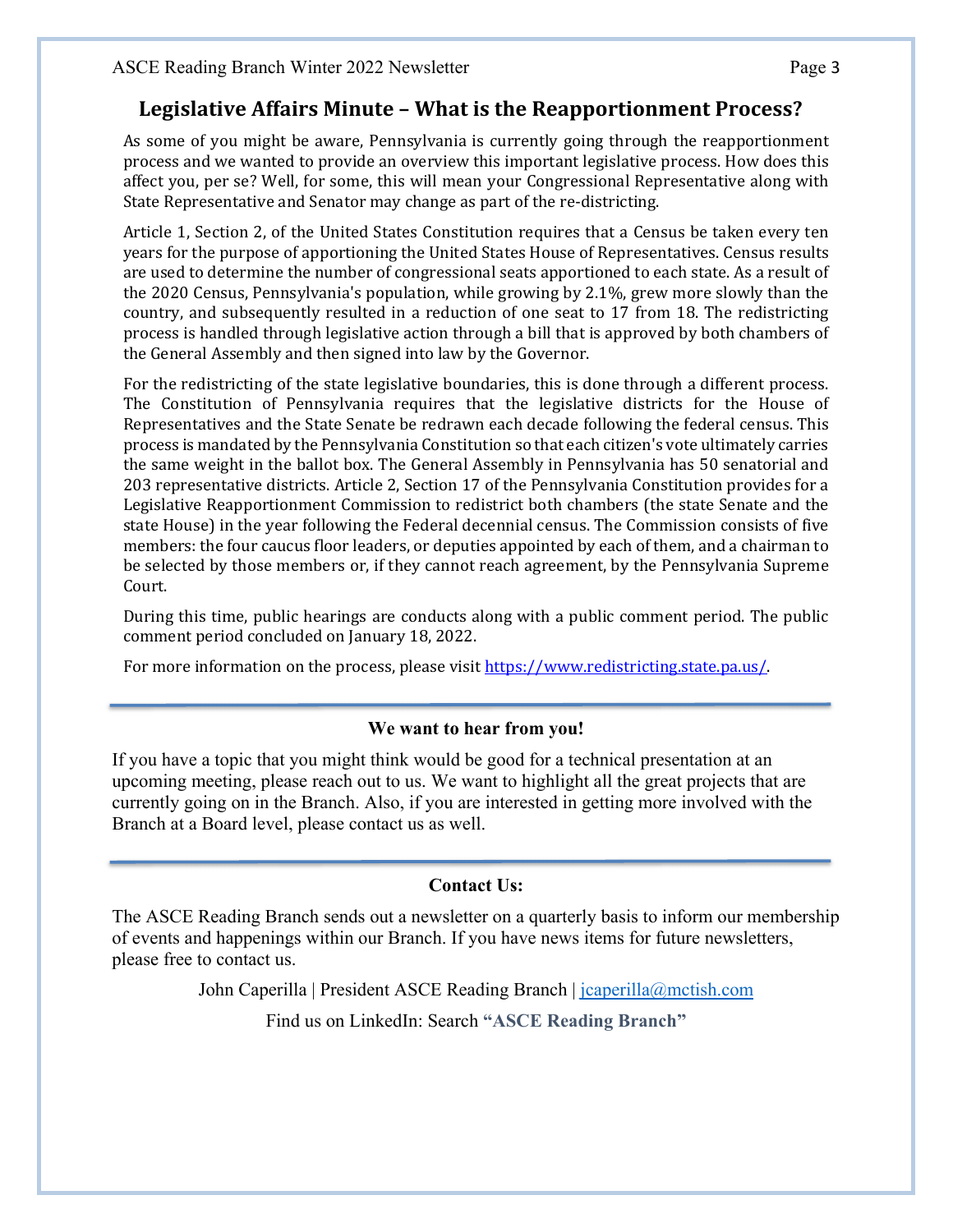## Legislative Affairs Minute – What is the Reapportionment Process?

As some of you might be aware, Pennsylvania is currently going through the reapportionment process and we wanted to provide an overview this important legislative process. How does this affect you, per se? Well, for some, this will mean your Congressional Representative along with State Representative and Senator may change as part of the re-districting.

Article 1, Section 2, of the United States Constitution requires that a Census be taken every ten years for the purpose of apportioning the United States House of Representatives. Census results are used to determine the number of congressional seats apportioned to each state. As a result of the 2020 Census, Pennsylvania's population, while growing by 2.1%, grew more slowly than the country, and subsequently resulted in a reduction of one seat to 17 from 18. The redistricting process is handled through legislative action through a bill that is approved by both chambers of the General Assembly and then signed into law by the Governor.

For the redistricting of the state legislative boundaries, this is done through a different process. The Constitution of Pennsylvania requires that the legislative districts for the House of Representatives and the State Senate be redrawn each decade following the federal census. This process is mandated by the Pennsylvania Constitution so that each citizen's vote ultimately carries the same weight in the ballot box. The General Assembly in Pennsylvania has 50 senatorial and 203 representative districts. Article 2, Section 17 of the Pennsylvania Constitution provides for a Legislative Reapportionment Commission to redistrict both chambers (the state Senate and the state House) in the year following the Federal decennial census. The Commission consists of five members: the four caucus floor leaders, or deputies appointed by each of them, and a chairman to be selected by those members or, if they cannot reach agreement, by the Pennsylvania Supreme Court.

During this time, public hearings are conducts along with a public comment period. The public comment period concluded on January 18, 2022.

For more information on the process, please visit [https://www.redistricting.state.pa.us/](https://www.redistricting.state.pa.us/).

---

**We want to hear from you!**

If you have a topic that you might think would be good for a technical presentation at an upcoming meeting, please reach out to us. We want to highlight all the great projects that are currently going on in the Branch. Also, if you are interested in getting more involved with the Branch at a Board level, please contact us as well.

---

**Contact Us:**

The ASCE Reading Branch sends out a newsletter on a quarterly basis to inform our membership of events and happenings within our Branch. If you have news items for future newsletters, please free to contact us.

John Caperilla | President ASCE Reading Branch | [jcaperilla@mctish.com](mailto:jcaperilla@mctish.com)

Find us on LinkedIn: Search **"ASCE Reading Branch"**